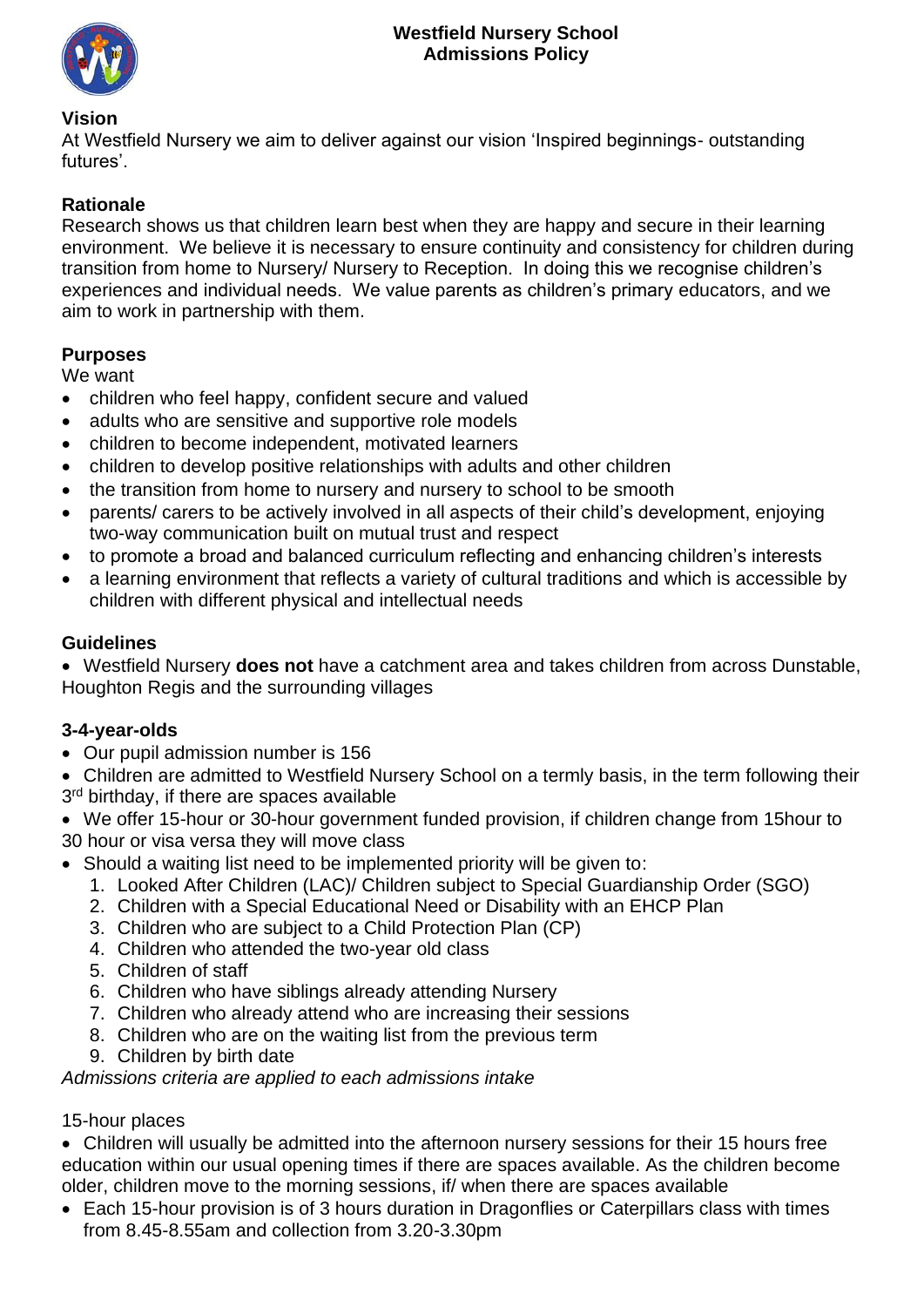# Westfield Nursery School
# Admissions Policy

## Vision

At Westfield Nursery we aim to deliver against our vision 'Inspired beginnings- outstanding futures'.

## Rationale

Research shows us that children learn best when they are happy and secure in their learning environment. We believe it is necessary to ensure continuity and consistency for children during transition from home to Nursery/ Nursery to Reception. In doing this we recognise children's experiences and individual needs. We value parents as children's primary educators, and we aim to work in partnership with them.

## Purposes

We want

- children who feel happy, confident secure and valued
- adults who are sensitive and supportive role models
- children to become independent, motivated learners
- children to develop positive relationships with adults and other children
- the transition from home to nursery and nursery to school to be smooth
- parents/ carers to be actively involved in all aspects of their child's development, enjoying two-way communication built on mutual trust and respect
- to promote a broad and balanced curriculum reflecting and enhancing children's interests
- a learning environment that reflects a variety of cultural traditions and which is accessible by children with different physical and intellectual needs

## Guidelines

- Westfield Nursery **does not** have a catchment area and takes children from across Dunstable, Houghton Regis and the surrounding villages

## 3-4-year-olds

- Our pupil admission number is 156
- Children are admitted to Westfield Nursery School on a termly basis, in the term following their 3rd birthday, if there are spaces available
- We offer 15-hour or 30-hour government funded provision, if children change from 15hour to 30 hour or visa versa they will move class
- Should a waiting list need to be implemented priority will be given to:
  1. Looked After Children (LAC)/ Children subject to Special Guardianship Order (SGO)
  2. Children with a Special Educational Need or Disability with an EHCP Plan
  3. Children who are subject to a Child Protection Plan (CP)
  4. Children who attended the two-year old class
  5. Children of staff
  6. Children who have siblings already attending Nursery
  7. Children who already attend who are increasing their sessions
  8. Children who are on the waiting list from the previous term
  9. Children by birth date

*Admissions criteria are applied to each admissions intake*

15-hour places

- Children will usually be admitted into the afternoon nursery sessions for their 15 hours free education within our usual opening times if there are spaces available. As the children become older, children move to the morning sessions, if/ when there are spaces available
- Each 15-hour provision is of 3 hours duration in Dragonflies or Caterpillars class with times from 8.45-8.55am and collection from 3.20-3.30pm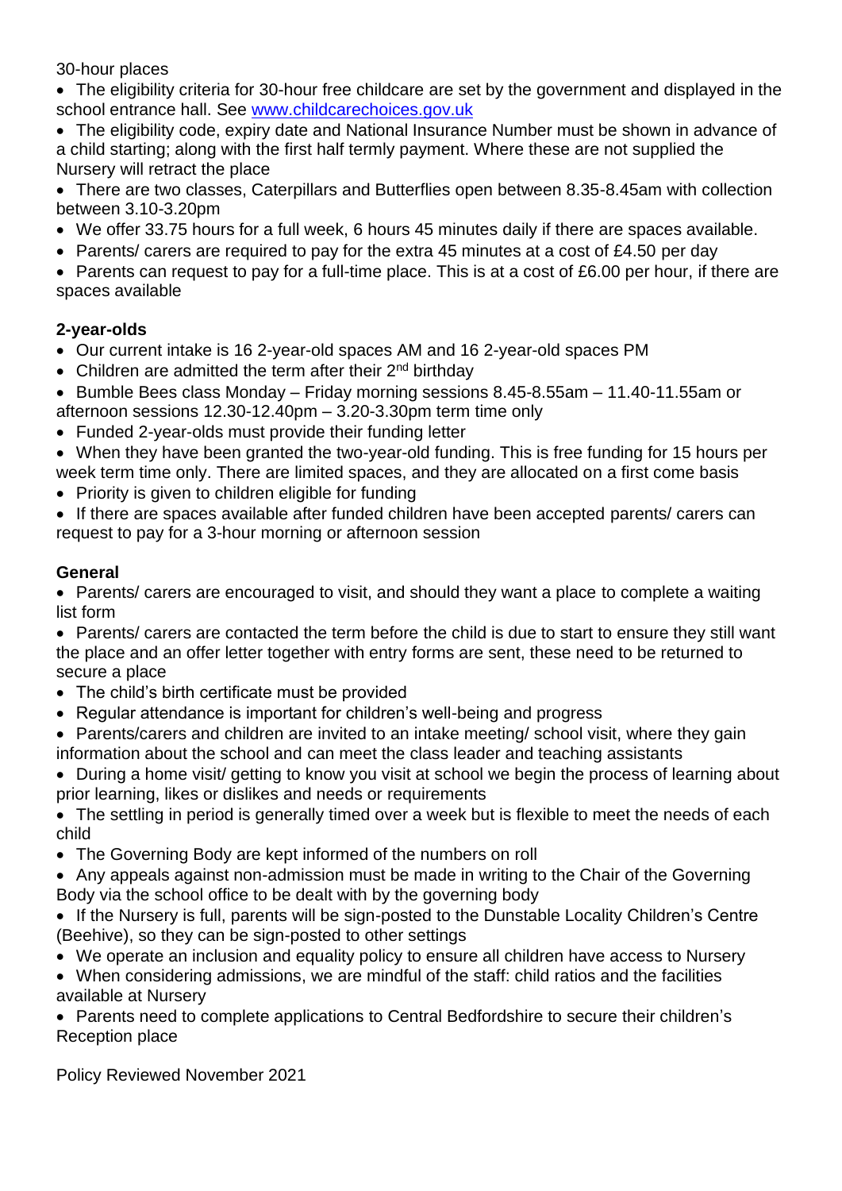30-hour places

- The eligibility criteria for 30-hour free childcare are set by the government and displayed in the school entrance hall. See www.childcarechoices.gov.uk
- The eligibility code, expiry date and National Insurance Number must be shown in advance of a child starting; along with the first half termly payment. Where these are not supplied the Nursery will retract the place
- There are two classes, Caterpillars and Butterflies open between 8.35-8.45am with collection between 3.10-3.20pm
- We offer 33.75 hours for a full week, 6 hours 45 minutes daily if there are spaces available.
- Parents/ carers are required to pay for the extra 45 minutes at a cost of £4.50 per day
- Parents can request to pay for a full-time place. This is at a cost of £6.00 per hour, if there are spaces available

**2-year-olds**

- Our current intake is 16 2-year-old spaces AM and 16 2-year-old spaces PM
- Children are admitted the term after their 2nd birthday
- Bumble Bees class Monday – Friday morning sessions 8.45-8.55am – 11.40-11.55am or afternoon sessions 12.30-12.40pm – 3.20-3.30pm term time only
- Funded 2-year-olds must provide their funding letter
- When they have been granted the two-year-old funding. This is free funding for 15 hours per week term time only. There are limited spaces, and they are allocated on a first come basis
- Priority is given to children eligible for funding
- If there are spaces available after funded children have been accepted parents/ carers can request to pay for a 3-hour morning or afternoon session

**General**

- Parents/ carers are encouraged to visit, and should they want a place to complete a waiting list form
- Parents/ carers are contacted the term before the child is due to start to ensure they still want the place and an offer letter together with entry forms are sent, these need to be returned to secure a place
- The child's birth certificate must be provided
- Regular attendance is important for children's well-being and progress
- Parents/carers and children are invited to an intake meeting/ school visit, where they gain information about the school and can meet the class leader and teaching assistants
- During a home visit/ getting to know you visit at school we begin the process of learning about prior learning, likes or dislikes and needs or requirements
- The settling in period is generally timed over a week but is flexible to meet the needs of each child
- The Governing Body are kept informed of the numbers on roll
- Any appeals against non-admission must be made in writing to the Chair of the Governing Body via the school office to be dealt with by the governing body
- If the Nursery is full, parents will be sign-posted to the Dunstable Locality Children's Centre (Beehive), so they can be sign-posted to other settings
- We operate an inclusion and equality policy to ensure all children have access to Nursery
- When considering admissions, we are mindful of the staff: child ratios and the facilities available at Nursery
- Parents need to complete applications to Central Bedfordshire to secure their children's Reception place

Policy Reviewed November 2021